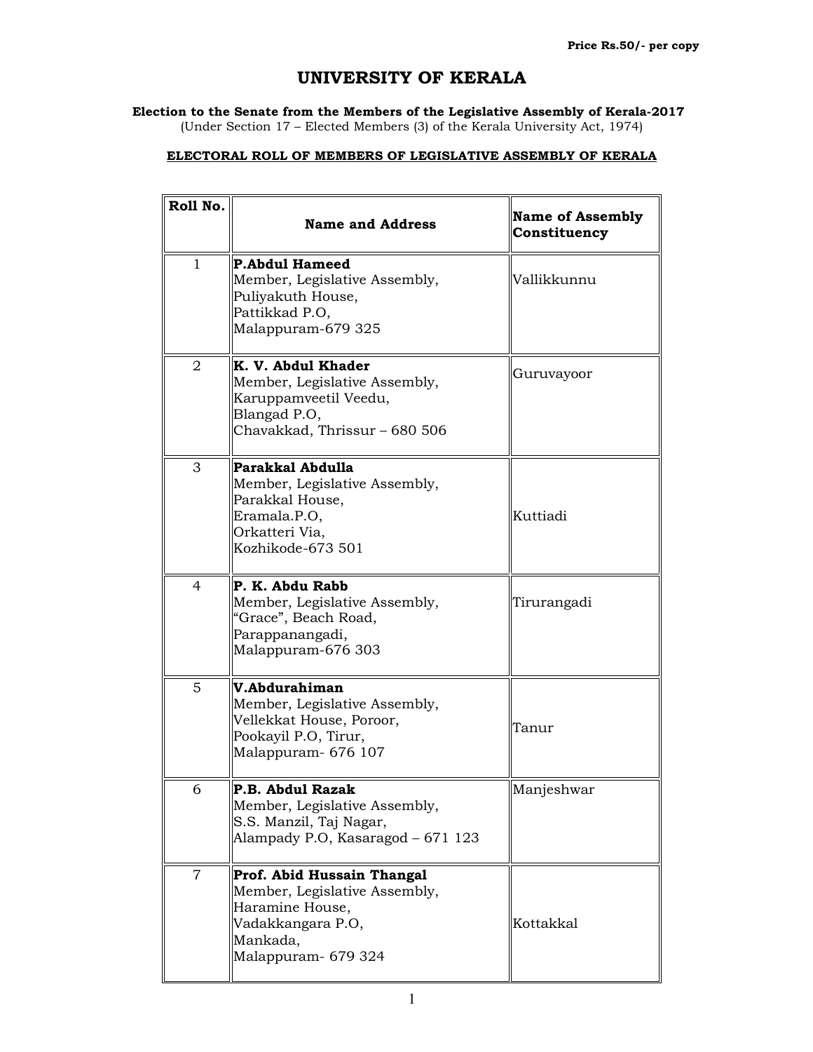Price Rs.50/- per copy

# UNIVERSITY OF KERALA

**Election to the Senate from the Members of the Legislative Assembly of Kerala-2017**
(Under Section 17 – Elected Members (3) of the Kerala University Act, 1974)

## ELECTORAL ROLL OF MEMBERS OF LEGISLATIVE ASSEMBLY OF KERALA

| Roll No. | Name and Address | Name of Assembly Constituency |
|---|---|---|
| 1 | **P.Abdul Hameed**<br>Member, Legislative Assembly,<br>Puliyakuth House,<br>Pattikkad P.O,<br>Malappuram-679 325 | Vallikkunnu |
| 2 | **K. V. Abdul Khader**<br>Member, Legislative Assembly,<br>Karuppamveetil Veedu,<br>Blangad P.O,<br>Chavakkad, Thrissur – 680 506 | Guruvayoor |
| 3 | **Parakkal Abdulla**<br>Member, Legislative Assembly,<br>Parakkal House,<br>Eramala.P.O,<br>Orkatteri Via,<br>Kozhikode-673 501 | Kuttiadi |
| 4 | **P. K. Abdu Rabb**<br>Member, Legislative Assembly,<br>"Grace", Beach Road,<br>Parappanangadi,<br>Malappuram-676 303 | Tirurangadi |
| 5 | **V.Abdurahiman**<br>Member, Legislative Assembly,<br>Vellekkat House, Poroor,<br>Pookayil P.O, Tirur,<br>Malappuram- 676 107 | Tanur |
| 6 | **P.B. Abdul Razak**<br>Member, Legislative Assembly,<br>S.S. Manzil, Taj Nagar,<br>Alampady P.O, Kasaragod – 671 123 | Manjeshwar |
| 7 | **Prof. Abid Hussain Thangal**<br>Member, Legislative Assembly,<br>Haramine House,<br>Vadakkangara P.O,<br>Mankada,<br>Malappuram- 679 324 | Kottakkal |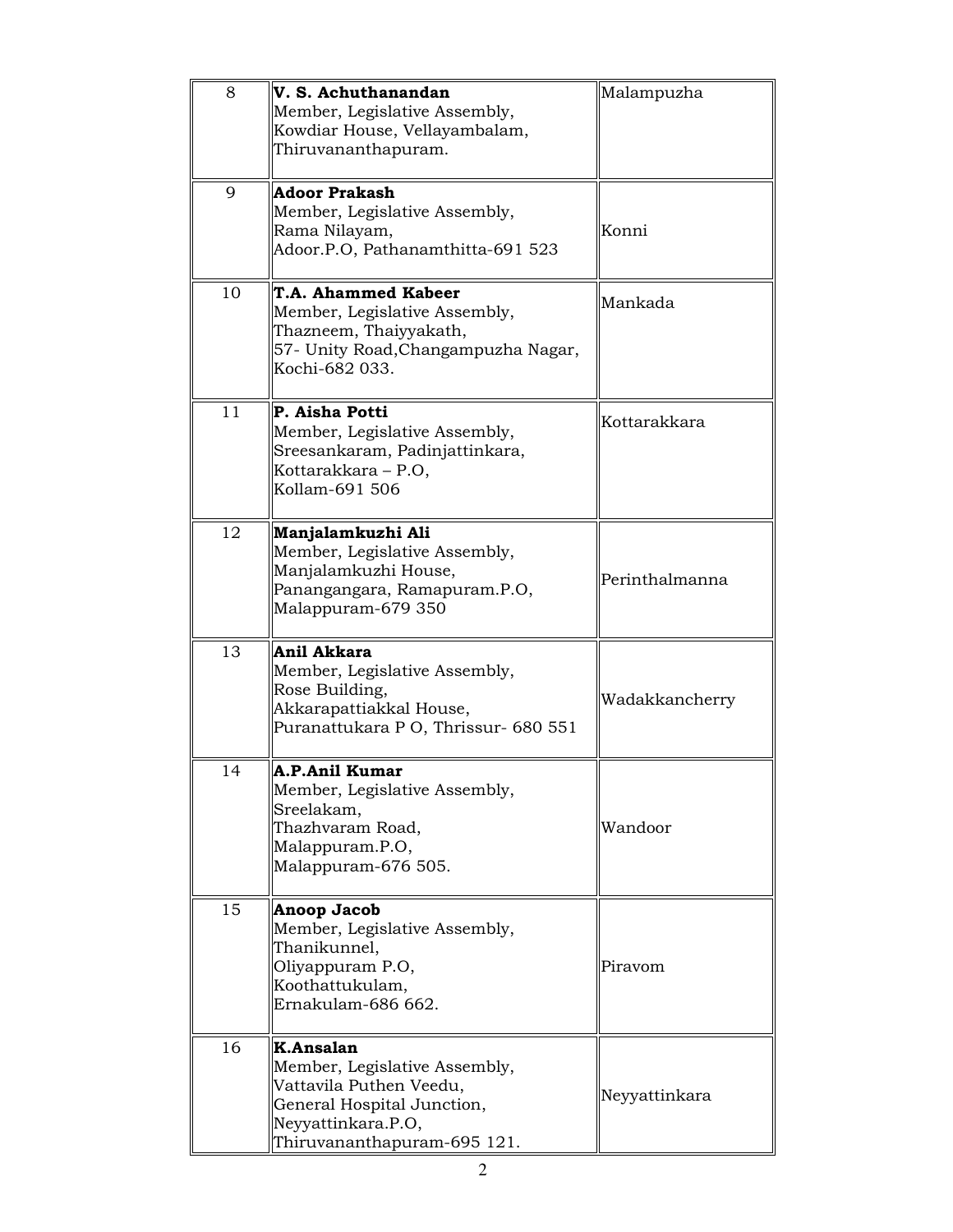| | | |
|---|---|---|
| 8 | **V. S. Achuthanandan**<br>Member, Legislative Assembly,<br>Kowdiar House, Vellayambalam,<br>Thiruvananthapuram. | Malampuzha |
| 9 | **Adoor Prakash**<br>Member, Legislative Assembly,<br>Rama Nilayam,<br>Adoor.P.O, Pathanamthitta-691 523 | Konni |
| 10 | **T.A. Ahammed Kabeer**<br>Member, Legislative Assembly,<br>Thazneem, Thaiyyakath,<br>57- Unity Road,Changampuzha Nagar,<br>Kochi-682 033. | Mankada |
| 11 | **P. Aisha Potti**<br>Member, Legislative Assembly,<br>Sreesankaram, Padinjattinkara,<br>Kottarakkara – P.O,<br>Kollam-691 506 | Kottarakkara |
| 12 | **Manjalamkuzhi Ali**<br>Member, Legislative Assembly,<br>Manjalamkuzhi House,<br>Panangangara, Ramapuram.P.O,<br>Malappuram-679 350 | Perinthalmanna |
| 13 | **Anil Akkara**<br>Member, Legislative Assembly,<br>Rose Building,<br>Akkarapattiakkal House,<br>Puranattukara P O, Thrissur- 680 551 | Wadakkancherry |
| 14 | **A.P.Anil Kumar**<br>Member, Legislative Assembly,<br>Sreelakam,<br>Thazhvaram Road,<br>Malappuram.P.O,<br>Malappuram-676 505. | Wandoor |
| 15 | **Anoop Jacob**<br>Member, Legislative Assembly,<br>Thanikunnel,<br>Oliyappuram P.O,<br>Koothattukulam,<br>Ernakulam-686 662. | Piravom |
| 16 | **K.Ansalan**<br>Member, Legislative Assembly,<br>Vattavila Puthen Veedu,<br>General Hospital Junction,<br>Neyyattinkara.P.O,<br>Thiruvananthapuram-695 121. | Neyyattinkara |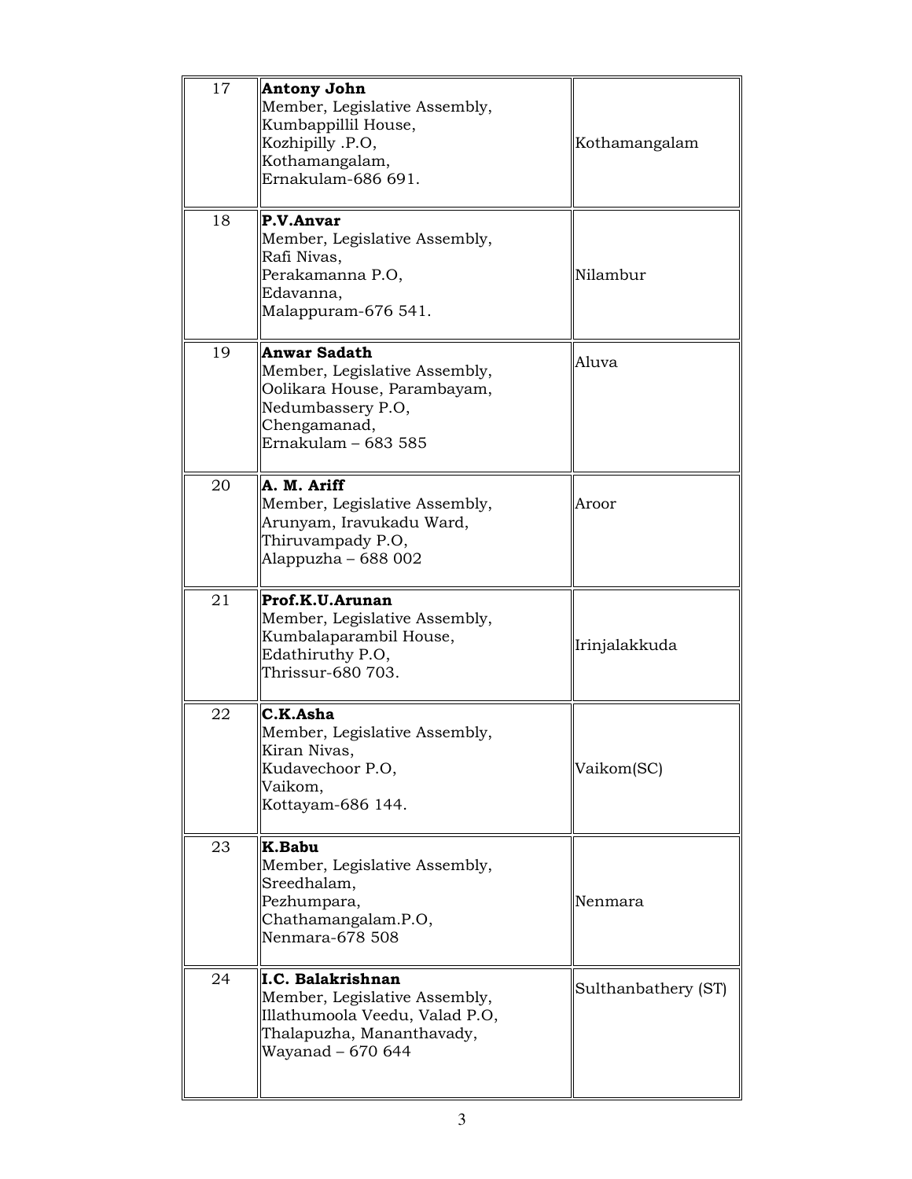| | | |
|---|---|---|
| 17 | **Antony John**<br>Member, Legislative Assembly,<br>Kumbappillil House,<br>Kozhipilly .P.O,<br>Kothamangalam,<br>Ernakulam-686 691. | Kothamangalam |
| 18 | **P.V.Anvar**<br>Member, Legislative Assembly,<br>Rafi Nivas,<br>Perakamanna P.O,<br>Edavanna,<br>Malappuram-676 541. | Nilambur |
| 19 | **Anwar Sadath**<br>Member, Legislative Assembly,<br>Oolikara House, Parambayam,<br>Nedumbassery P.O,<br>Chengamanad,<br>Ernakulam – 683 585 | Aluva |
| 20 | **A. M. Ariff**<br>Member, Legislative Assembly,<br>Arunyam, Iravukadu Ward,<br>Thiruvampady P.O,<br>Alappuzha – 688 002 | Aroor |
| 21 | **Prof.K.U.Arunan**<br>Member, Legislative Assembly,<br>Kumbalaparambil House,<br>Edathiruthy P.O,<br>Thrissur-680 703. | Irinjalakkuda |
| 22 | **C.K.Asha**<br>Member, Legislative Assembly,<br>Kiran Nivas,<br>Kudavechoor P.O,<br>Vaikom,<br>Kottayam-686 144. | Vaikom(SC) |
| 23 | **K.Babu**<br>Member, Legislative Assembly,<br>Sreedhalam,<br>Pezhumpara,<br>Chathamangalam.P.O,<br>Nenmara-678 508 | Nenmara |
| 24 | **I.C. Balakrishnan**<br>Member, Legislative Assembly,<br>Illathumoola Veedu, Valad P.O,<br>Thalapuzha, Mananthavady,<br>Wayanad – 670 644 | Sulthanbathery (ST) |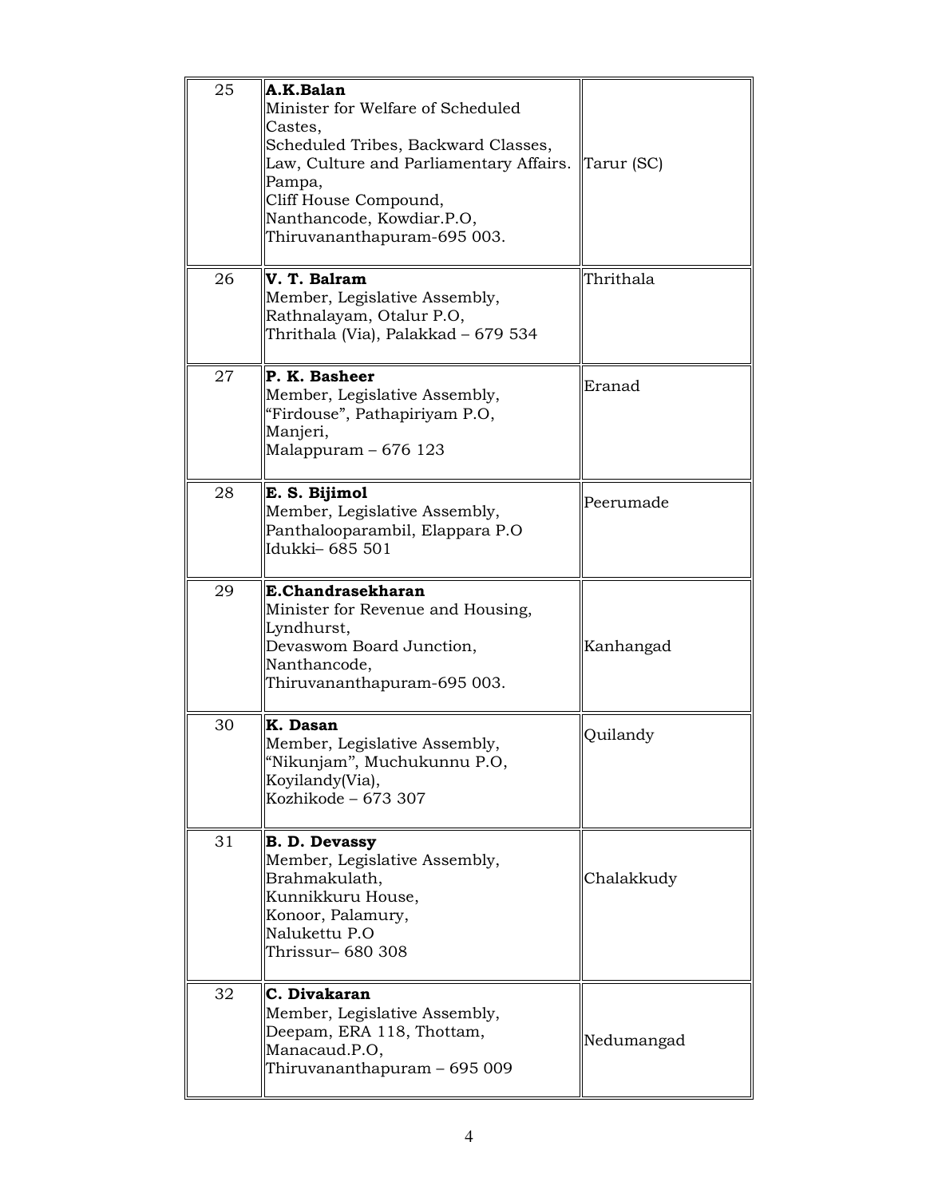| | | |
|---|---|---|
| 25 | **A.K.Balan**<br>Minister for Welfare of Scheduled Castes,<br>Scheduled Tribes, Backward Classes,<br>Law, Culture and Parliamentary Affairs.<br>Pampa,<br>Cliff House Compound,<br>Nanthancode, Kowdiar.P.O,<br>Thiruvananthapuram-695 003. | Tarur (SC) |
| 26 | **V. T. Balram**<br>Member, Legislative Assembly,<br>Rathnalayam, Otalur P.O,<br>Thrithala (Via), Palakkad – 679 534 | Thrithala |
| 27 | **P. K. Basheer**<br>Member, Legislative Assembly,<br>"Firdouse", Pathapiriyam P.O,<br>Manjeri,<br>Malappuram – 676 123 | Eranad |
| 28 | **E. S. Bijimol**<br>Member, Legislative Assembly,<br>Panthalooparambil, Elappara P.O<br>Idukki– 685 501 | Peerumade |
| 29 | **E.Chandrasekharan**<br>Minister for Revenue and Housing,<br>Lyndhurst,<br>Devaswom Board Junction,<br>Nanthancode,<br>Thiruvananthapuram-695 003. | Kanhangad |
| 30 | **K. Dasan**<br>Member, Legislative Assembly,<br>"Nikunjam", Muchukunnu P.O,<br>Koyilandy(Via),<br>Kozhikode – 673 307 | Quilandy |
| 31 | **B. D. Devassy**<br>Member, Legislative Assembly,<br>Brahmakulath,<br>Kunnikkuru House,<br>Konoor, Palamury,<br>Nalukettu P.O<br>Thrissur– 680 308 | Chalakkudy |
| 32 | **C. Divakaran**<br>Member, Legislative Assembly,<br>Deepam, ERA 118, Thottam,<br>Manacaud.P.O,<br>Thiruvananthapuram – 695 009 | Nedumangad |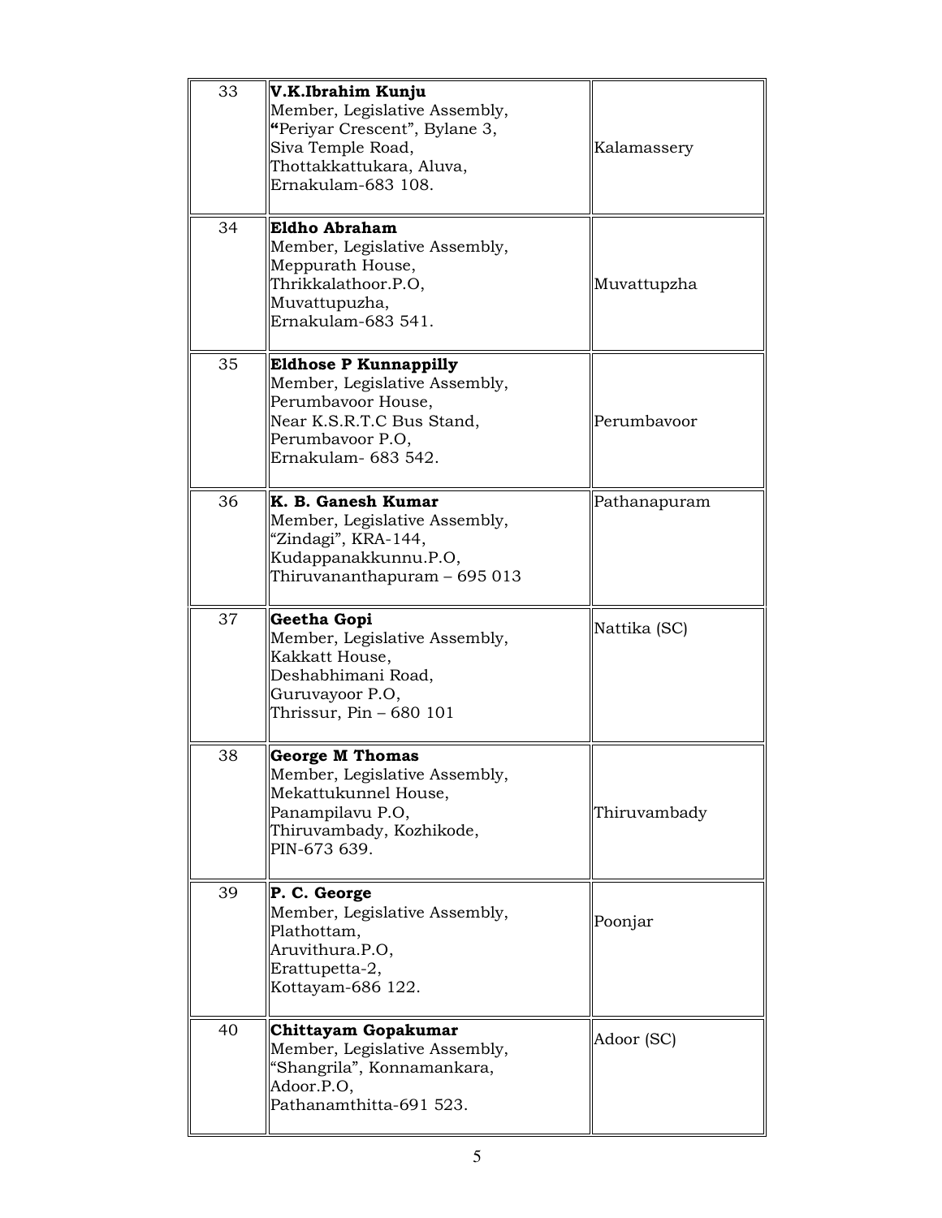| | | |
|---|---|---|
| 33 | **V.K.Ibrahim Kunju**<br>Member, Legislative Assembly,<br>"Periyar Crescent", Bylane 3,<br>Siva Temple Road,<br>Thottakkattukara, Aluva,<br>Ernakulam-683 108. | Kalamassery |
| 34 | **Eldho Abraham**<br>Member, Legislative Assembly,<br>Meppurath House,<br>Thrikkalathoor.P.O,<br>Muvattupuzha,<br>Ernakulam-683 541. | Muvattupzha |
| 35 | **Eldhose P Kunnappilly**<br>Member, Legislative Assembly,<br>Perumbavoor House,<br>Near K.S.R.T.C Bus Stand,<br>Perumbavoor P.O,<br>Ernakulam- 683 542. | Perumbavoor |
| 36 | **K. B. Ganesh Kumar**<br>Member, Legislative Assembly,<br>"Zindagi", KRA-144,<br>Kudappanakkunnu.P.O,<br>Thiruvananthapuram – 695 013 | Pathanapuram |
| 37 | **Geetha Gopi**<br>Member, Legislative Assembly,<br>Kakkatt House,<br>Deshabhimani Road,<br>Guruvayoor P.O,<br>Thrissur, Pin – 680 101 | Nattika (SC) |
| 38 | **George M Thomas**<br>Member, Legislative Assembly,<br>Mekattukunnel House,<br>Panampilavu P.O,<br>Thiruvambady, Kozhikode,<br>PIN-673 639. | Thiruvambady |
| 39 | **P. C. George**<br>Member, Legislative Assembly,<br>Plathottam,<br>Aruvithura.P.O,<br>Erattupetta-2,<br>Kottayam-686 122. | Poonjar |
| 40 | **Chittayam Gopakumar**<br>Member, Legislative Assembly,<br>"Shangrila", Konnamankara,<br>Adoor.P.O,<br>Pathanamthitta-691 523. | Adoor (SC) |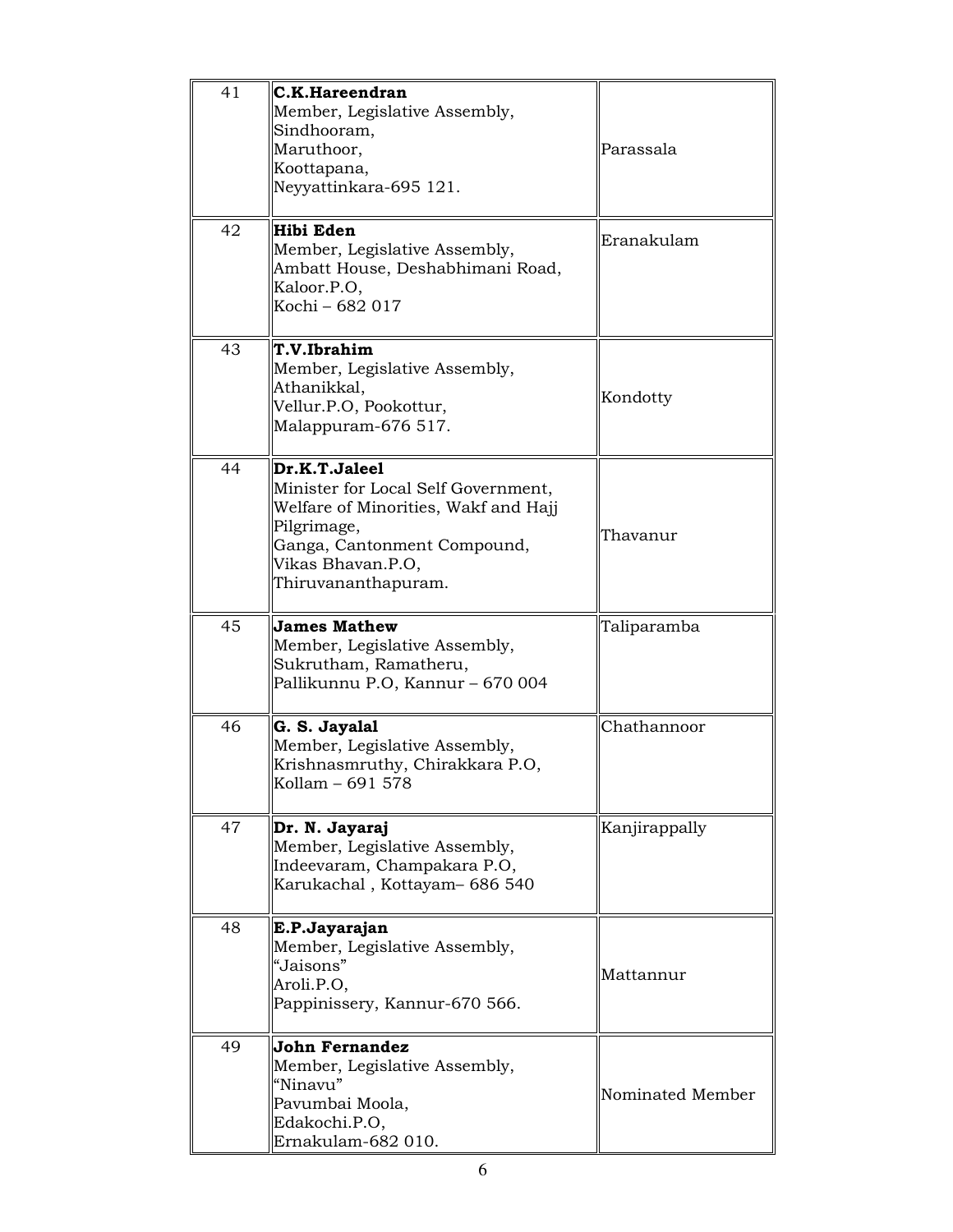| 41 | **C.K.Hareendran**<br>Member, Legislative Assembly,<br>Sindhooram,<br>Maruthoor,<br>Koottapana,<br>Neyyattinkara-695 121. | Parassala |
|---|---|---|
| 42 | **Hibi Eden**<br>Member, Legislative Assembly,<br>Ambatt House, Deshabhimani Road,<br>Kaloor.P.O,<br>Kochi – 682 017 | Eranakulam |
| 43 | **T.V.Ibrahim**<br>Member, Legislative Assembly,<br>Athanikkal,<br>Vellur.P.O, Pookottur,<br>Malappuram-676 517. | Kondotty |
| 44 | **Dr.K.T.Jaleel**<br>Minister for Local Self Government,<br>Welfare of Minorities, Wakf and Hajj<br>Pilgrimage,<br>Ganga, Cantonment Compound,<br>Vikas Bhavan.P.O,<br>Thiruvananthapuram. | Thavanur |
| 45 | **James Mathew**<br>Member, Legislative Assembly,<br>Sukrutham, Ramatheru,<br>Pallikunnu P.O, Kannur – 670 004 | Taliparamba |
| 46 | **G. S. Jayalal**<br>Member, Legislative Assembly,<br>Krishnasmruthy, Chirakkara P.O,<br>Kollam – 691 578 | Chathannoor |
| 47 | **Dr. N. Jayaraj**<br>Member, Legislative Assembly,<br>Indeevaram, Champakara P.O,<br>Karukachal , Kottayam– 686 540 | Kanjirappally |
| 48 | **E.P.Jayarajan**<br>Member, Legislative Assembly,<br>"Jaisons"<br>Aroli.P.O,<br>Pappinissery, Kannur-670 566. | Mattannur |
| 49 | **John Fernandez**<br>Member, Legislative Assembly,<br>"Ninavu"<br>Pavumbai Moola,<br>Edakochi.P.O,<br>Ernakulam-682 010. | Nominated Member |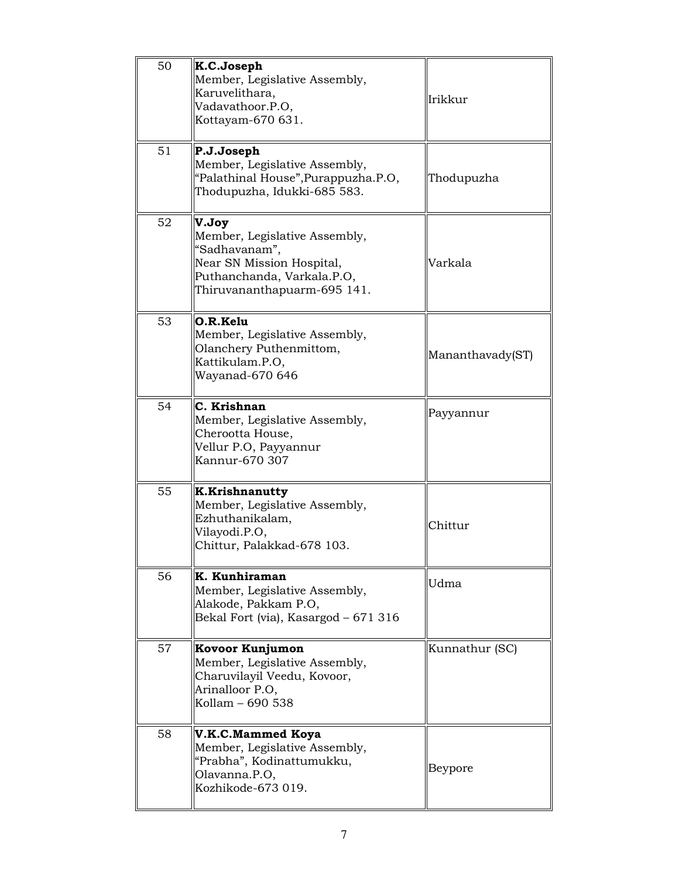| | | |
|---|---|---|
| 50 | **K.C.Joseph**<br>Member, Legislative Assembly,<br>Karuvelithara,<br>Vadavathoor.P.O,<br>Kottayam-670 631. | Irikkur |
| 51 | **P.J.Joseph**<br>Member, Legislative Assembly,<br>"Palathinal House",Purappuzha.P.O,<br>Thodupuzha, Idukki-685 583. | Thodupuzha |
| 52 | **V.Joy**<br>Member, Legislative Assembly,<br>"Sadhavanam",<br>Near SN Mission Hospital,<br>Puthanchanda, Varkala.P.O,<br>Thiruvananthapuarm-695 141. | Varkala |
| 53 | **O.R.Kelu**<br>Member, Legislative Assembly,<br>Olanchery Puthenmittom,<br>Kattikulam.P.O,<br>Wayanad-670 646 | Mananthavady(ST) |
| 54 | **C. Krishnan**<br>Member, Legislative Assembly,<br>Cherootta House,<br>Vellur P.O, Payyannur<br>Kannur-670 307 | Payyannur |
| 55 | **K.Krishnanutty**<br>Member, Legislative Assembly,<br>Ezhuthanikalam,<br>Vilayodi.P.O,<br>Chittur, Palakkad-678 103. | Chittur |
| 56 | **K. Kunhiraman**<br>Member, Legislative Assembly,<br>Alakode, Pakkam P.O,<br>Bekal Fort (via), Kasargod – 671 316 | Udma |
| 57 | **Kovoor Kunjumon**<br>Member, Legislative Assembly,<br>Charuvilayil Veedu, Kovoor,<br>Arinalloor P.O,<br>Kollam – 690 538 | Kunnathur (SC) |
| 58 | **V.K.C.Mammed Koya**<br>Member, Legislative Assembly,<br>"Prabha", Kodinattumukku,<br>Olavanna.P.O,<br>Kozhikode-673 019. | Beypore |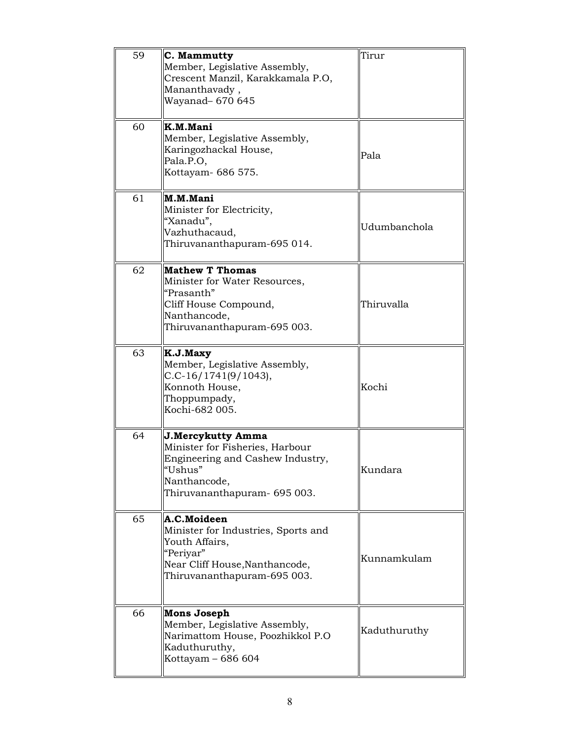| | | |
|---|---|---|
| 59 | **C. Mammutty**<br>Member, Legislative Assembly,<br>Crescent Manzil, Karakkamala P.O,<br>Mananthavady ,<br>Wayanad– 670 645 | Tirur |
| 60 | **K.M.Mani**<br>Member, Legislative Assembly,<br>Karingozhackal House,<br>Pala.P.O,<br>Kottayam- 686 575. | Pala |
| 61 | **M.M.Mani**<br>Minister for Electricity,<br>"Xanadu",<br>Vazhuthacaud,<br>Thiruvananthapuram-695 014. | Udumbanchola |
| 62 | **Mathew T Thomas**<br>Minister for Water Resources,<br>"Prasanth"<br>Cliff House Compound,<br>Nanthancode,<br>Thiruvananthapuram-695 003. | Thiruvalla |
| 63 | **K.J.Maxy**<br>Member, Legislative Assembly,<br>C.C-16/1741(9/1043),<br>Konnoth House,<br>Thoppumpady,<br>Kochi-682 005. | Kochi |
| 64 | **J.Mercykutty Amma**<br>Minister for Fisheries, Harbour Engineering and Cashew Industry,<br>"Ushus"<br>Nanthancode,<br>Thiruvananthapuram- 695 003. | Kundara |
| 65 | **A.C.Moideen**<br>Minister for Industries, Sports and Youth Affairs,<br>"Periyar"<br>Near Cliff House,Nanthancode,<br>Thiruvananthapuram-695 003. | Kunnamkulam |
| 66 | **Mons Joseph**<br>Member, Legislative Assembly,<br>Narimattom House, Poozhikkol P.O<br>Kaduthuruthy,<br>Kottayam – 686 604 | Kaduthuruthy |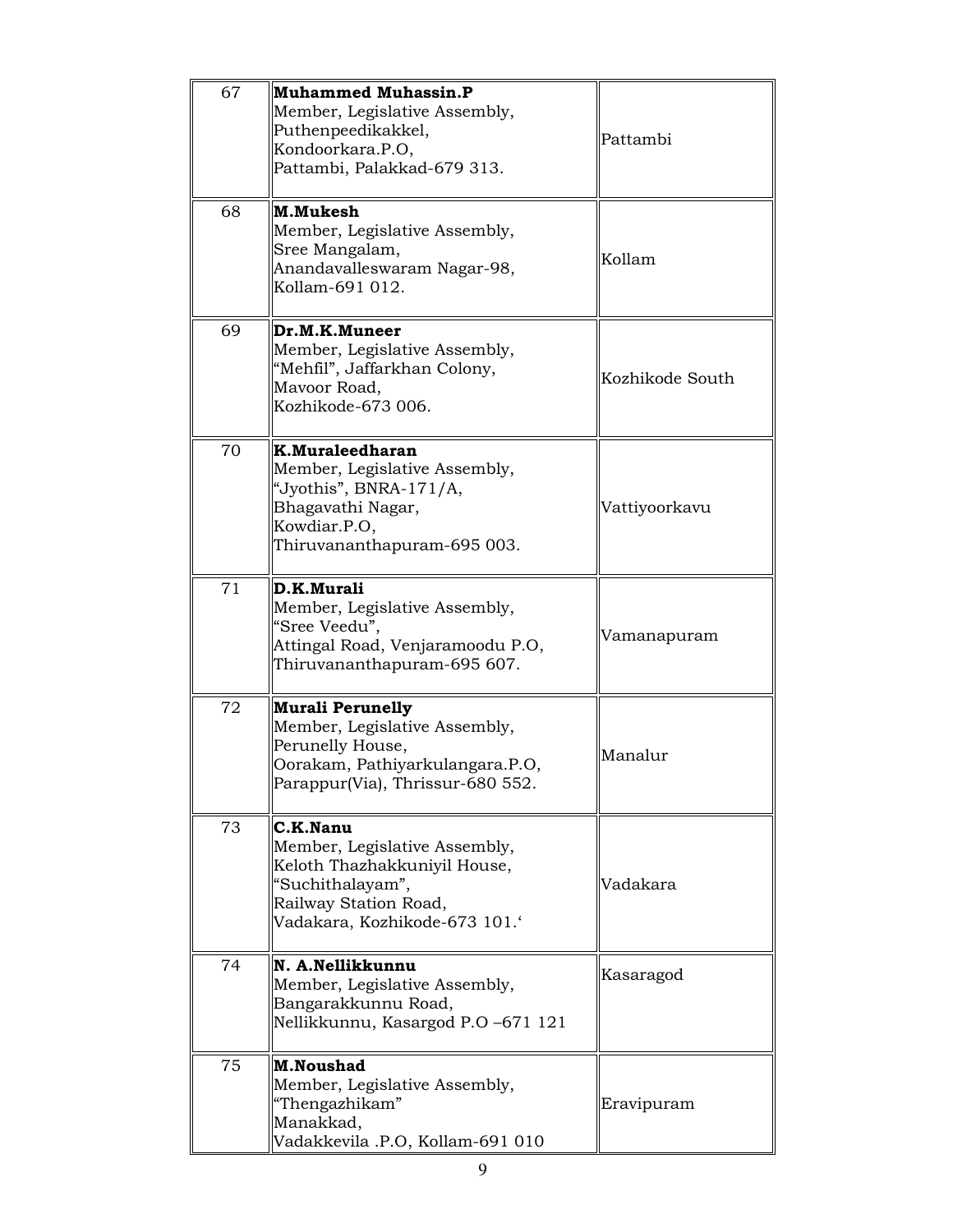| | | |
|---|---|---|
| 67 | **Muhammed Muhassin.P**<br>Member, Legislative Assembly,<br>Puthenpeedikakkel,<br>Kondoorkara.P.O,<br>Pattambi, Palakkad-679 313. | Pattambi |
| 68 | **M.Mukesh**<br>Member, Legislative Assembly,<br>Sree Mangalam,<br>Anandavalleswaram Nagar-98,<br>Kollam-691 012. | Kollam |
| 69 | **Dr.M.K.Muneer**<br>Member, Legislative Assembly,<br>"Mehfil", Jaffarkhan Colony,<br>Mavoor Road,<br>Kozhikode-673 006. | Kozhikode South |
| 70 | **K.Muraleedharan**<br>Member, Legislative Assembly,<br>"Jyothis", BNRA-171/A,<br>Bhagavathi Nagar,<br>Kowdiar.P.O,<br>Thiruvananthapuram-695 003. | Vattiyoorkavu |
| 71 | **D.K.Murali**<br>Member, Legislative Assembly,<br>"Sree Veedu",<br>Attingal Road, Venjaramoodu P.O,<br>Thiruvananthapuram-695 607. | Vamanapuram |
| 72 | **Murali Perunelly**<br>Member, Legislative Assembly,<br>Perunelly House,<br>Oorakam, Pathiyarkulangara.P.O,<br>Parappur(Via), Thrissur-680 552. | Manalur |
| 73 | **C.K.Nanu**<br>Member, Legislative Assembly,<br>Keloth Thazhakkuniyil House,<br>"Suchithalayam",<br>Railway Station Road,<br>Vadakara, Kozhikode-673 101.' | Vadakara |
| 74 | **N. A.Nellikkunnu**<br>Member, Legislative Assembly,<br>Bangarakkunnu Road,<br>Nellikkunnu, Kasargod P.O –671 121 | Kasaragod |
| 75 | **M.Noushad**<br>Member, Legislative Assembly,<br>"Thengazhikam"<br>Manakkad,<br>Vadakkevila .P.O, Kollam-691 010 | Eravipuram |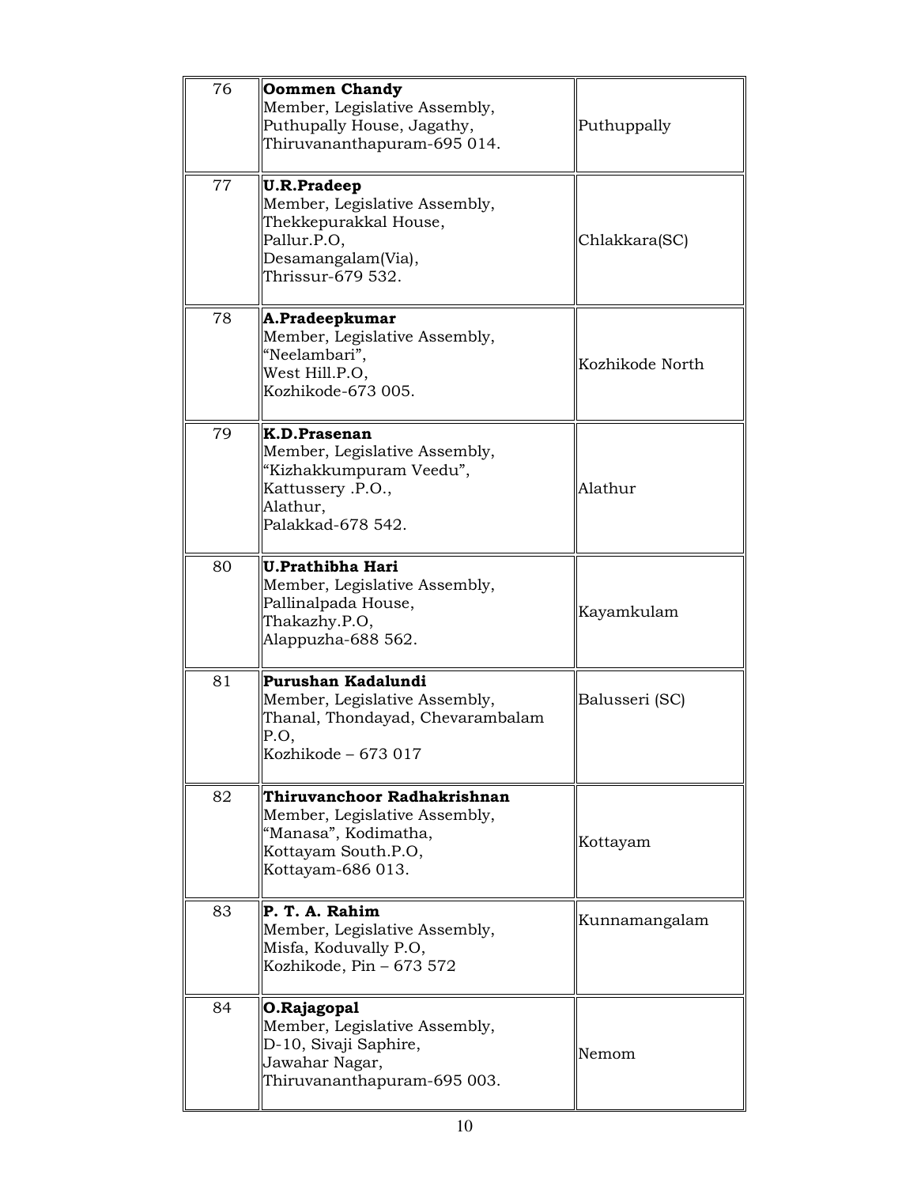| | | |
|---|---|---|
| 76 | **Oommen Chandy**<br>Member, Legislative Assembly,<br>Puthupally House, Jagathy,<br>Thiruvananthapuram-695 014. | Puthuppally |
| 77 | **U.R.Pradeep**<br>Member, Legislative Assembly,<br>Thekkepurakkal House,<br>Pallur.P.O,<br>Desamangalam(Via),<br>Thrissur-679 532. | Chlakkara(SC) |
| 78 | **A.Pradeepkumar**<br>Member, Legislative Assembly,<br>"Neelambari",<br>West Hill.P.O,<br>Kozhikode-673 005. | Kozhikode North |
| 79 | **K.D.Prasenan**<br>Member, Legislative Assembly,<br>"Kizhakkumpuram Veedu",<br>Kattussery .P.O.,<br>Alathur,<br>Palakkad-678 542. | Alathur |
| 80 | **U.Prathibha Hari**<br>Member, Legislative Assembly,<br>Pallinalpada House,<br>Thakazhy.P.O,<br>Alappuzha-688 562. | Kayamkulam |
| 81 | **Purushan Kadalundi**<br>Member, Legislative Assembly,<br>Thanal, Thondayad, Chevarambalam P.O,<br>Kozhikode – 673 017 | Balusseri (SC) |
| 82 | **Thiruvanchoor Radhakrishnan**<br>Member, Legislative Assembly,<br>"Manasa", Kodimatha,<br>Kottayam South.P.O,<br>Kottayam-686 013. | Kottayam |
| 83 | **P. T. A. Rahim**<br>Member, Legislative Assembly,<br>Misfa, Koduvally P.O,<br>Kozhikode, Pin – 673 572 | Kunnamangalam |
| 84 | **O.Rajagopal**<br>Member, Legislative Assembly,<br>D-10, Sivaji Saphire,<br>Jawahar Nagar,<br>Thiruvananthapuram-695 003. | Nemom |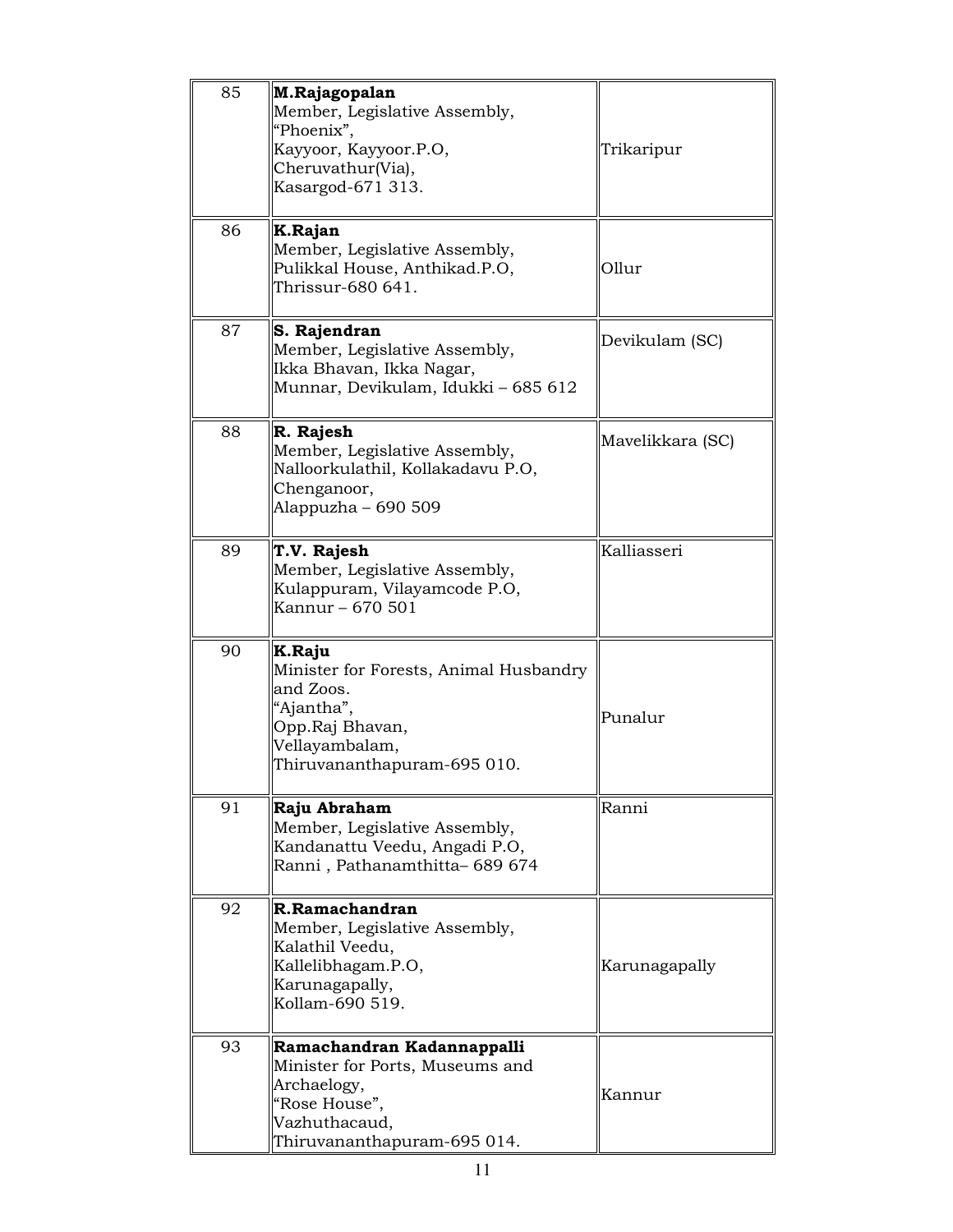| | | |
|---|---|---|
| 85 | **M.Rajagopalan**<br>Member, Legislative Assembly,<br>"Phoenix",<br>Kayyoor, Kayyoor.P.O,<br>Cheruvathur(Via),<br>Kasargod-671 313. | Trikaripur |
| 86 | **K.Rajan**<br>Member, Legislative Assembly,<br>Pulikkal House, Anthikad.P.O,<br>Thrissur-680 641. | Ollur |
| 87 | **S. Rajendran**<br>Member, Legislative Assembly,<br>Ikka Bhavan, Ikka Nagar,<br>Munnar, Devikulam, Idukki – 685 612 | Devikulam (SC) |
| 88 | **R. Rajesh**<br>Member, Legislative Assembly,<br>Nalloorkulathil, Kollakadavu P.O,<br>Chenganoor,<br>Alappuzha – 690 509 | Mavelikkara (SC) |
| 89 | **T.V. Rajesh**<br>Member, Legislative Assembly,<br>Kulappuram, Vilayamcode P.O,<br>Kannur – 670 501 | Kalliasseri |
| 90 | **K.Raju**<br>Minister for Forests, Animal Husbandry and Zoos.<br>"Ajantha",<br>Opp.Raj Bhavan,<br>Vellayambalam,<br>Thiruvananthapuram-695 010. | Punalur |
| 91 | **Raju Abraham**<br>Member, Legislative Assembly,<br>Kandanattu Veedu, Angadi P.O,<br>Ranni , Pathanamthitta– 689 674 | Ranni |
| 92 | **R.Ramachandran**<br>Member, Legislative Assembly,<br>Kalathil Veedu,<br>Kallelibhagam.P.O,<br>Karunagapally,<br>Kollam-690 519. | Karunagapally |
| 93 | **Ramachandran Kadannappalli**<br>Minister for Ports, Museums and Archaelogy,<br>"Rose House",<br>Vazhuthacaud,<br>Thiruvananthapuram-695 014. | Kannur |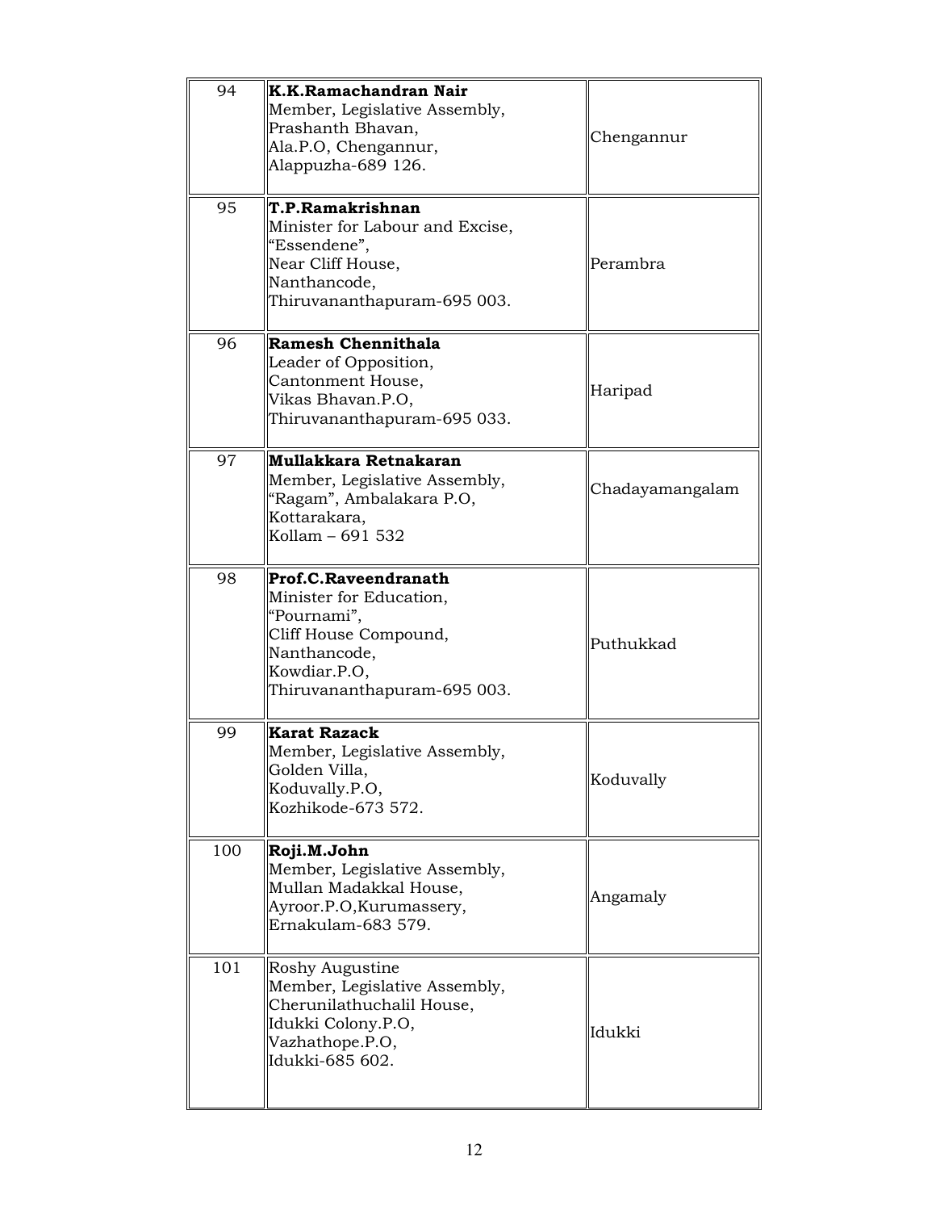| | | |
|---|---|---|
| 94 | **K.K.Ramachandran Nair**<br>Member, Legislative Assembly,<br>Prashanth Bhavan,<br>Ala.P.O, Chengannur,<br>Alappuzha-689 126. | Chengannur |
| 95 | **T.P.Ramakrishnan**<br>Minister for Labour and Excise,<br>"Essendene",<br>Near Cliff House,<br>Nanthancode,<br>Thiruvananthapuram-695 003. | Perambra |
| 96 | **Ramesh Chennithala**<br>Leader of Opposition,<br>Cantonment House,<br>Vikas Bhavan.P.O,<br>Thiruvananthapuram-695 033. | Haripad |
| 97 | **Mullakkara Retnakaran**<br>Member, Legislative Assembly,<br>"Ragam", Ambalakara P.O,<br>Kottarakara,<br>Kollam – 691 532 | Chadayamangalam |
| 98 | **Prof.C.Raveendranath**<br>Minister for Education,<br>"Pournami",<br>Cliff House Compound,<br>Nanthancode,<br>Kowdiar.P.O,<br>Thiruvananthapuram-695 003. | Puthukkad |
| 99 | **Karat Razack**<br>Member, Legislative Assembly,<br>Golden Villa,<br>Koduvally.P.O,<br>Kozhikode-673 572. | Koduvally |
| 100 | **Roji.M.John**<br>Member, Legislative Assembly,<br>Mullan Madakkal House,<br>Ayroor.P.O,Kurumassery,<br>Ernakulam-683 579. | Angamaly |
| 101 | Roshy Augustine<br>Member, Legislative Assembly,<br>Cherunilathuchalil House,<br>Idukki Colony.P.O,<br>Vazhathope.P.O,<br>Idukki-685 602. | Idukki |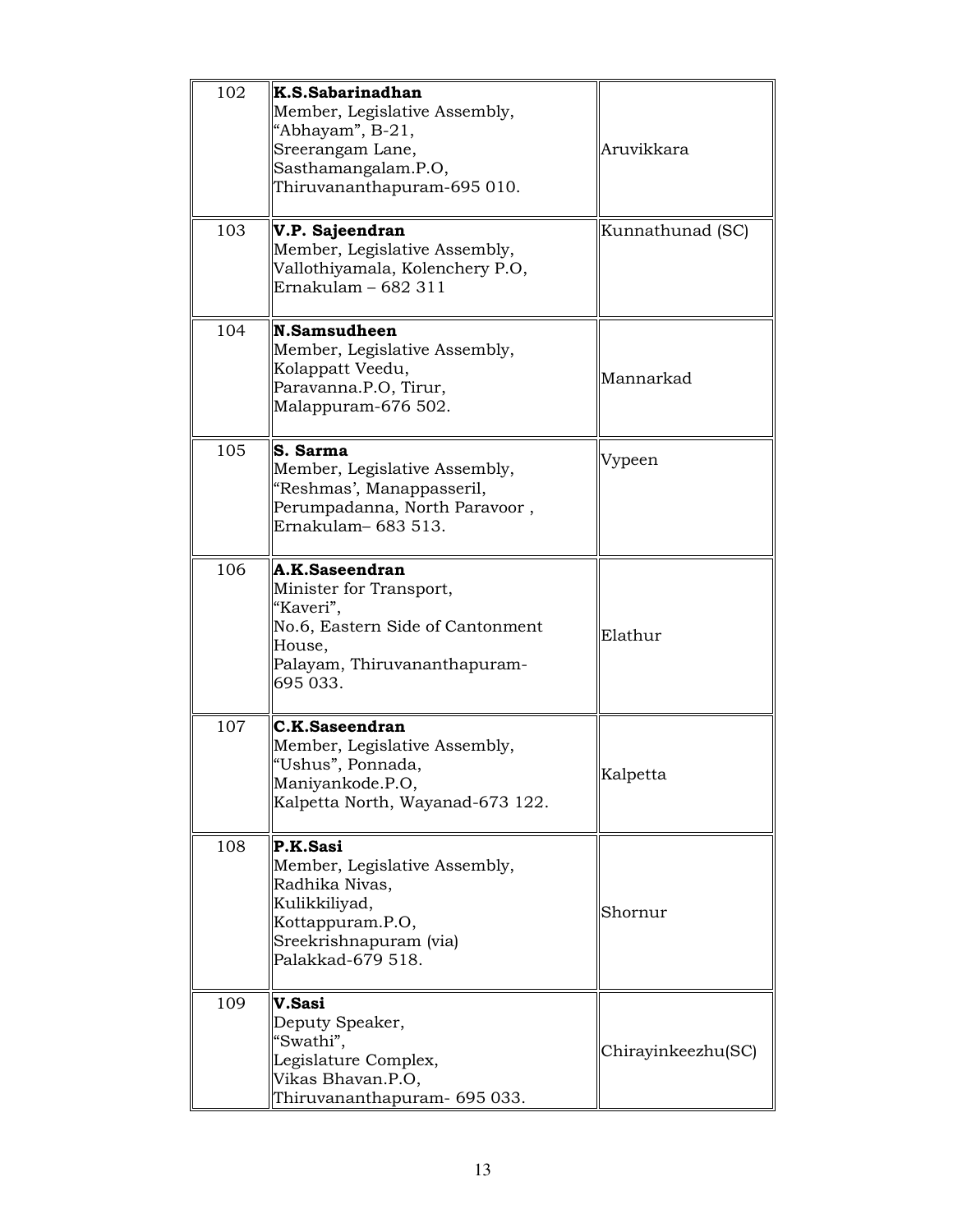| | | |
|---|---|---|
| 102 | **K.S.Sabarinadhan**<br>Member, Legislative Assembly,<br>"Abhayam", B-21,<br>Sreerangam Lane,<br>Sasthamangalam.P.O,<br>Thiruvananthapuram-695 010. | Aruvikkara |
| 103 | **V.P. Sajeendran**<br>Member, Legislative Assembly,<br>Vallothiyamala, Kolenchery P.O,<br>Ernakulam – 682 311 | Kunnathunad (SC) |
| 104 | **N.Samsudheen**<br>Member, Legislative Assembly,<br>Kolappatt Veedu,<br>Paravanna.P.O, Tirur,<br>Malappuram-676 502. | Mannarkad |
| 105 | **S. Sarma**<br>Member, Legislative Assembly,<br>"Reshmas', Manappasseril,<br>Perumpadanna, North Paravoor ,<br>Ernakulam– 683 513. | Vypeen |
| 106 | **A.K.Saseendran**<br>Minister for Transport,<br>"Kaveri",<br>No.6, Eastern Side of Cantonment House,<br>Palayam, Thiruvananthapuram-695 033. | Elathur |
| 107 | **C.K.Saseendran**<br>Member, Legislative Assembly,<br>"Ushus", Ponnada,<br>Maniyankode.P.O,<br>Kalpetta North, Wayanad-673 122. | Kalpetta |
| 108 | **P.K.Sasi**<br>Member, Legislative Assembly,<br>Radhika Nivas,<br>Kulikkiliyad,<br>Kottappuram.P.O,<br>Sreekrishnapuram (via)<br>Palakkad-679 518. | Shornur |
| 109 | **V.Sasi**<br>Deputy Speaker,<br>"Swathi",<br>Legislature Complex,<br>Vikas Bhavan.P.O,<br>Thiruvananthapuram- 695 033. | Chirayinkeezhu(SC) |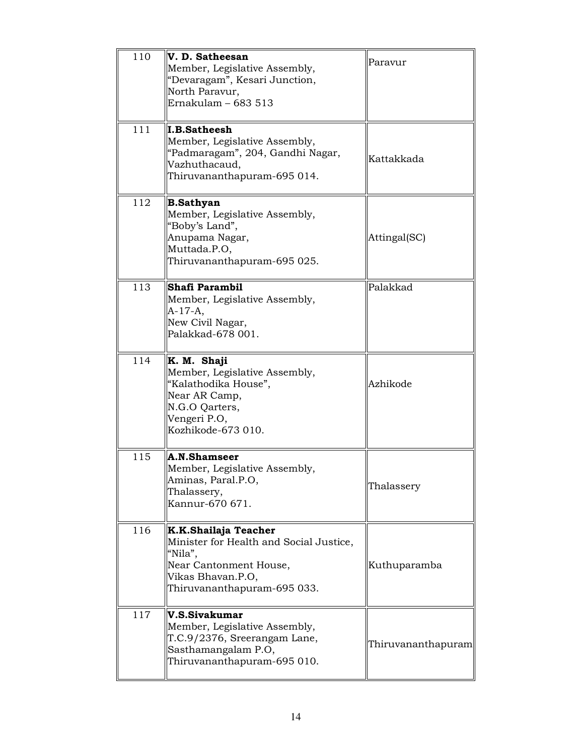| | | |
|---|---|---|
| 110 | **V. D. Satheesan**<br>Member, Legislative Assembly,<br>"Devaragam", Kesari Junction,<br>North Paravur,<br>Ernakulam – 683 513 | Paravur |
| 111 | **I.B.Satheesh**<br>Member, Legislative Assembly,<br>"Padmaragam", 204, Gandhi Nagar,<br>Vazhuthacaud,<br>Thiruvananthapuram-695 014. | Kattakkada |
| 112 | **B.Sathyan**<br>Member, Legislative Assembly,<br>"Boby's Land",<br>Anupama Nagar,<br>Muttada.P.O,<br>Thiruvananthapuram-695 025. | Attingal(SC) |
| 113 | **Shafi Parambil**<br>Member, Legislative Assembly,<br>A-17-A,<br>New Civil Nagar,<br>Palakkad-678 001. | Palakkad |
| 114 | **K. M. Shaji**<br>Member, Legislative Assembly,<br>"Kalathodika House",<br>Near AR Camp,<br>N.G.O Qarters,<br>Vengeri P.O,<br>Kozhikode-673 010. | Azhikode |
| 115 | **A.N.Shamseer**<br>Member, Legislative Assembly,<br>Aminas, Paral.P.O,<br>Thalassery,<br>Kannur-670 671. | Thalassery |
| 116 | **K.K.Shailaja Teacher**<br>Minister for Health and Social Justice,<br>"Nila",<br>Near Cantonment House,<br>Vikas Bhavan.P.O,<br>Thiruvananthapuram-695 033. | Kuthuparamba |
| 117 | **V.S.Sivakumar**<br>Member, Legislative Assembly,<br>T.C.9/2376, Sreerangam Lane,<br>Sasthamangalam P.O,<br>Thiruvananthapuram-695 010. | Thiruvananthapuram |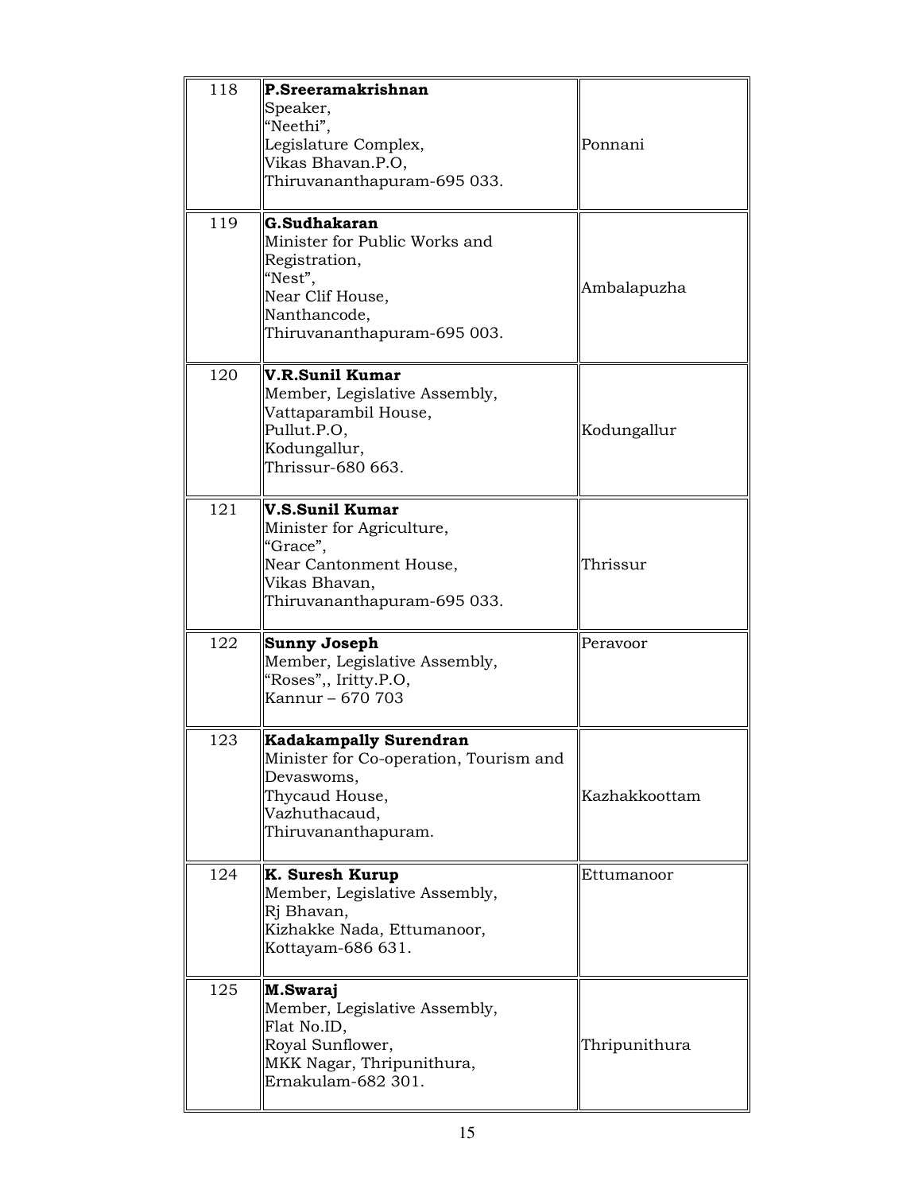| | | |
|---|---|---|
| 118 | **P.Sreeramakrishnan**<br>Speaker,<br>"Neethi",<br>Legislature Complex,<br>Vikas Bhavan.P.O,<br>Thiruvananthapuram-695 033. | Ponnani |
| 119 | **G.Sudhakaran**<br>Minister for Public Works and Registration,<br>"Nest",<br>Near Clif House,<br>Nanthancode,<br>Thiruvananthapuram-695 003. | Ambalapuzha |
| 120 | **V.R.Sunil Kumar**<br>Member, Legislative Assembly,<br>Vattaparambil House,<br>Pullut.P.O,<br>Kodungallur,<br>Thrissur-680 663. | Kodungallur |
| 121 | **V.S.Sunil Kumar**<br>Minister for Agriculture,<br>"Grace",<br>Near Cantonment House,<br>Vikas Bhavan,<br>Thiruvananthapuram-695 033. | Thrissur |
| 122 | **Sunny Joseph**<br>Member, Legislative Assembly,<br>"Roses",, Iritty.P.O,<br>Kannur – 670 703 | Peravoor |
| 123 | **Kadakampally Surendran**<br>Minister for Co-operation, Tourism and Devaswoms,<br>Thycaud House,<br>Vazhuthacaud,<br>Thiruvananthapuram. | Kazhakkoottam |
| 124 | **K. Suresh Kurup**<br>Member, Legislative Assembly,<br>Rj Bhavan,<br>Kizhakke Nada, Ettumanoor,<br>Kottayam-686 631. | Ettumanoor |
| 125 | **M.Swaraj**<br>Member, Legislative Assembly,<br>Flat No.ID,<br>Royal Sunflower,<br>MKK Nagar, Thripunithura,<br>Ernakulam-682 301. | Thripunithura |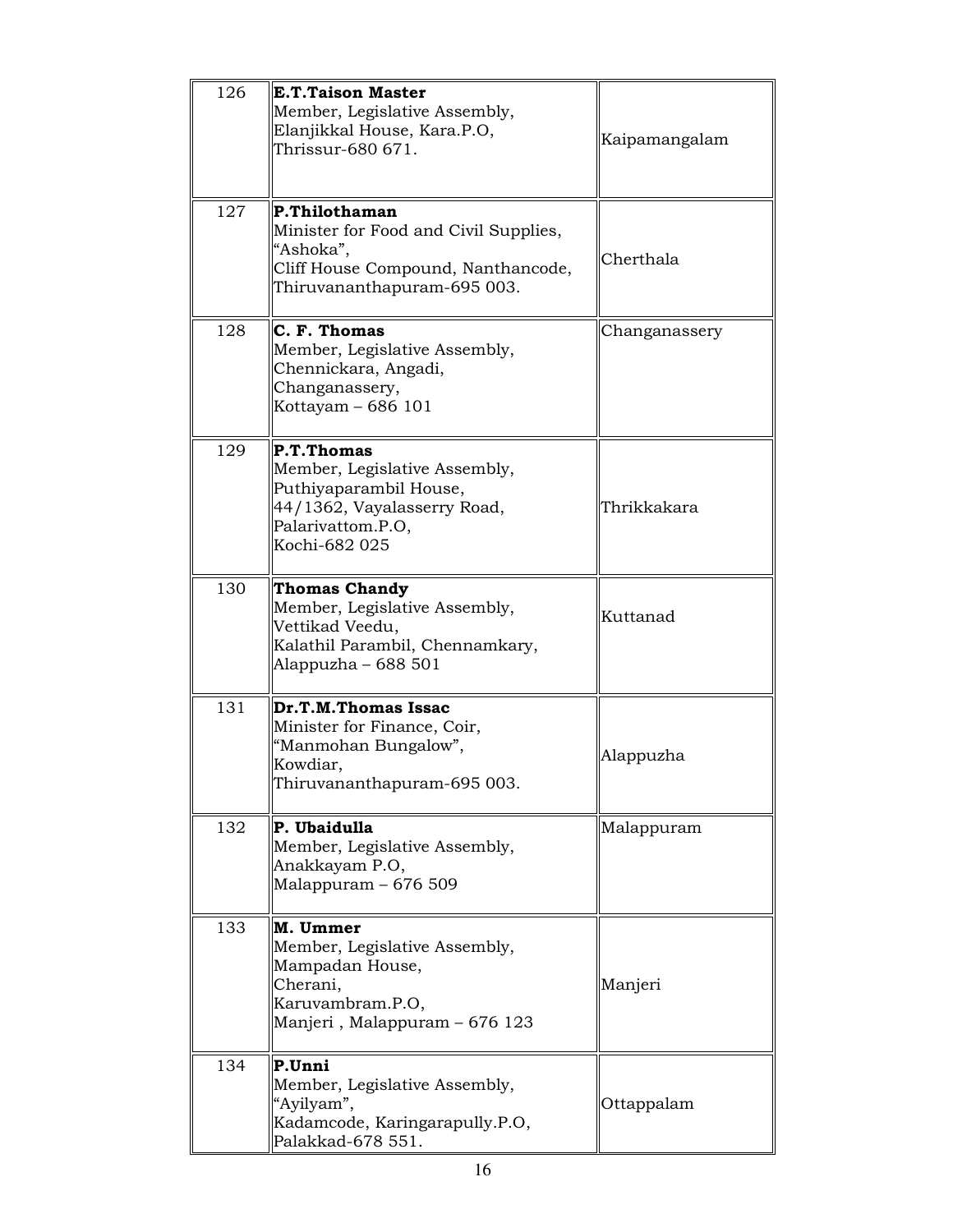| | | |
|---|---|---|
| 126 | **E.T.Taison Master**<br>Member, Legislative Assembly,<br>Elanjikkal House, Kara.P.O,<br>Thrissur-680 671. | Kaipamangalam |
| 127 | **P.Thilothaman**<br>Minister for Food and Civil Supplies,<br>"Ashoka",<br>Cliff House Compound, Nanthancode,<br>Thiruvananthapuram-695 003. | Cherthala |
| 128 | **C. F. Thomas**<br>Member, Legislative Assembly,<br>Chennickara, Angadi,<br>Changanassery,<br>Kottayam – 686 101 | Changanassery |
| 129 | **P.T.Thomas**<br>Member, Legislative Assembly,<br>Puthiyaparambil House,<br>44/1362, Vayalasserry Road,<br>Palarivattom.P.O,<br>Kochi-682 025 | Thrikkakara |
| 130 | **Thomas Chandy**<br>Member, Legislative Assembly,<br>Vettikad Veedu,<br>Kalathil Parambil, Chennamkary,<br>Alappuzha – 688 501 | Kuttanad |
| 131 | **Dr.T.M.Thomas Issac**<br>Minister for Finance, Coir,<br>"Manmohan Bungalow",<br>Kowdiar,<br>Thiruvananthapuram-695 003. | Alappuzha |
| 132 | **P. Ubaidulla**<br>Member, Legislative Assembly,<br>Anakkayam P.O,<br>Malappuram – 676 509 | Malappuram |
| 133 | **M. Ummer**<br>Member, Legislative Assembly,<br>Mampadan House,<br>Cherani,<br>Karuvambram.P.O,<br>Manjeri , Malappuram – 676 123 | Manjeri |
| 134 | **P.Unni**<br>Member, Legislative Assembly,<br>"Ayilyam",<br>Kadamcode, Karingarapully.P.O,<br>Palakkad-678 551. | Ottappalam |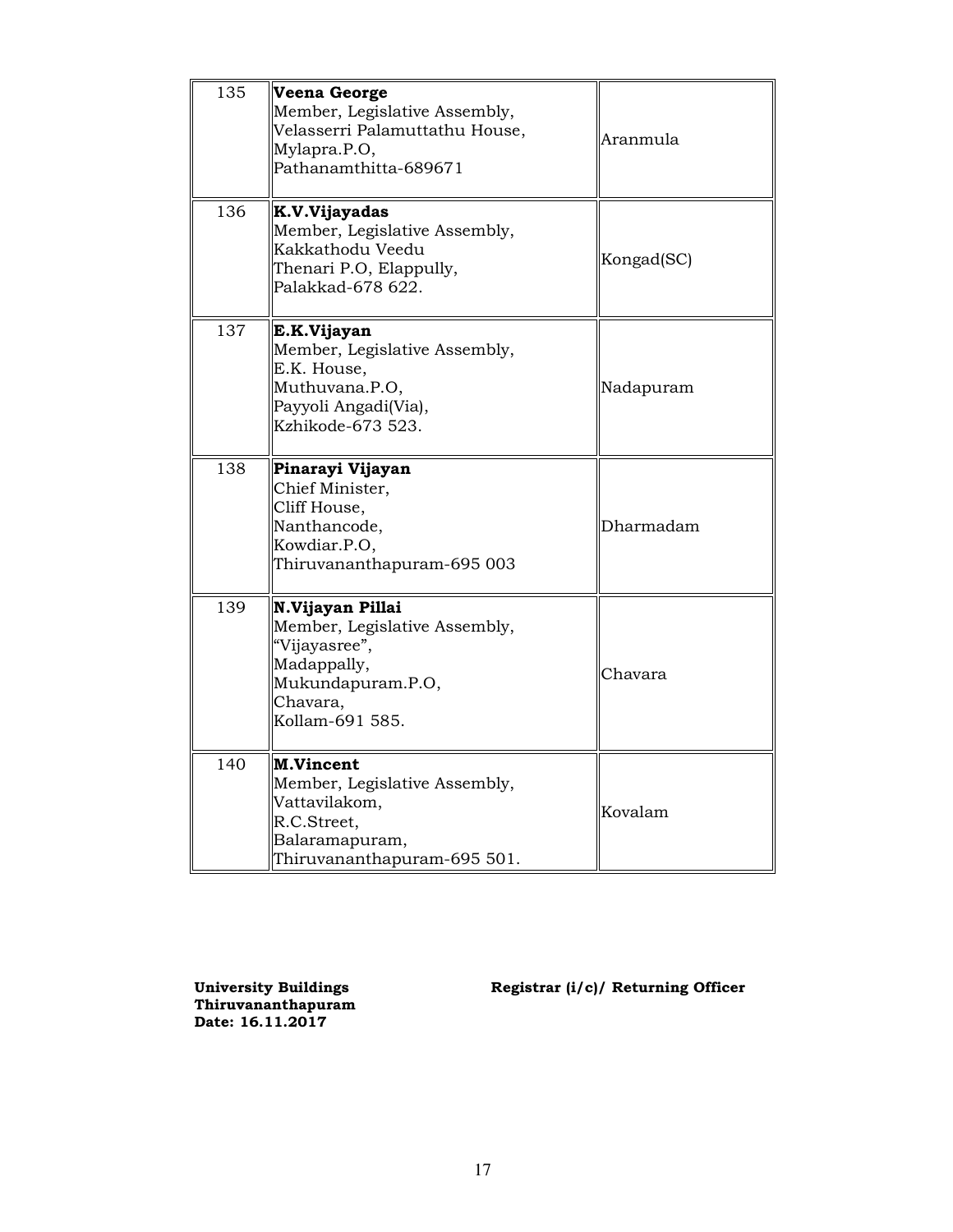| | | |
|---|---|---|
| 135 | **Veena George**<br>Member, Legislative Assembly,<br>Velasserri Palamuttathu House,<br>Mylapra.P.O,<br>Pathanamthitta-689671 | Aranmula |
| 136 | **K.V.Vijayadas**<br>Member, Legislative Assembly,<br>Kakkathodu Veedu<br>Thenari P.O, Elappully,<br>Palakkad-678 622. | Kongad(SC) |
| 137 | **E.K.Vijayan**<br>Member, Legislative Assembly,<br>E.K. House,<br>Muthuvana.P.O,<br>Payyoli Angadi(Via),<br>Kzhikode-673 523. | Nadapuram |
| 138 | **Pinarayi Vijayan**<br>Chief Minister,<br>Cliff House,<br>Nanthancode,<br>Kowdiar.P.O,<br>Thiruvananthapuram-695 003 | Dharmadam |
| 139 | **N.Vijayan Pillai**<br>Member, Legislative Assembly,<br>"Vijayasree",<br>Madappally,<br>Mukundapuram.P.O,<br>Chavara,<br>Kollam-691 585. | Chavara |
| 140 | **M.Vincent**<br>Member, Legislative Assembly,<br>Vattavilakom,<br>R.C.Street,<br>Balaramapuram,<br>Thiruvananthapuram-695 501. | Kovalam |

**University Buildings**
**Thiruvananthapuram**
**Date: 16.11.2017**

**Registrar (i/c)/ Returning Officer**